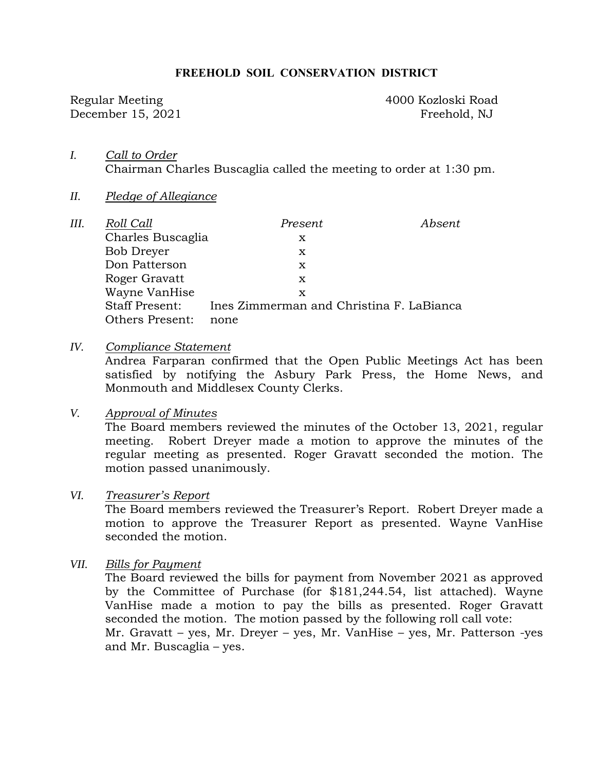# FREEHOLD SOIL CONSERVATION DISTRICT

Regular Meeting
December 15, 2021

4000 Kozloski Road
Freehold, NJ

*I.* *Call to Order*

Chairman Charles Buscaglia called the meeting to order at 1:30 pm.

*II.* *Pledge of Allegiance*

*III.* *Roll Call*

| Roll Call | Present | Absent |
|---|---|---|
| Charles Buscaglia | x | |
| Bob Dreyer | x | |
| Don Patterson | x | |
| Roger Gravatt | x | |
| Wayne VanHise | x | |

Staff Present: Ines Zimmerman and Christina F. LaBianca

Others Present: none

*IV.* *Compliance Statement*

Andrea Farparan confirmed that the Open Public Meetings Act has been satisfied by notifying the Asbury Park Press, the Home News, and Monmouth and Middlesex County Clerks.

*V.* *Approval of Minutes*

The Board members reviewed the minutes of the October 13, 2021, regular meeting. Robert Dreyer made a motion to approve the minutes of the regular meeting as presented. Roger Gravatt seconded the motion. The motion passed unanimously.

*VI.* *Treasurer's Report*

The Board members reviewed the Treasurer's Report. Robert Dreyer made a motion to approve the Treasurer Report as presented. Wayne VanHise seconded the motion.

*VII.* *Bills for Payment*

The Board reviewed the bills for payment from November 2021 as approved by the Committee of Purchase (for $181,244.54, list attached). Wayne VanHise made a motion to pay the bills as presented. Roger Gravatt seconded the motion. The motion passed by the following roll call vote:
Mr. Gravatt – yes, Mr. Dreyer – yes, Mr. VanHise – yes, Mr. Patterson -yes and Mr. Buscaglia – yes.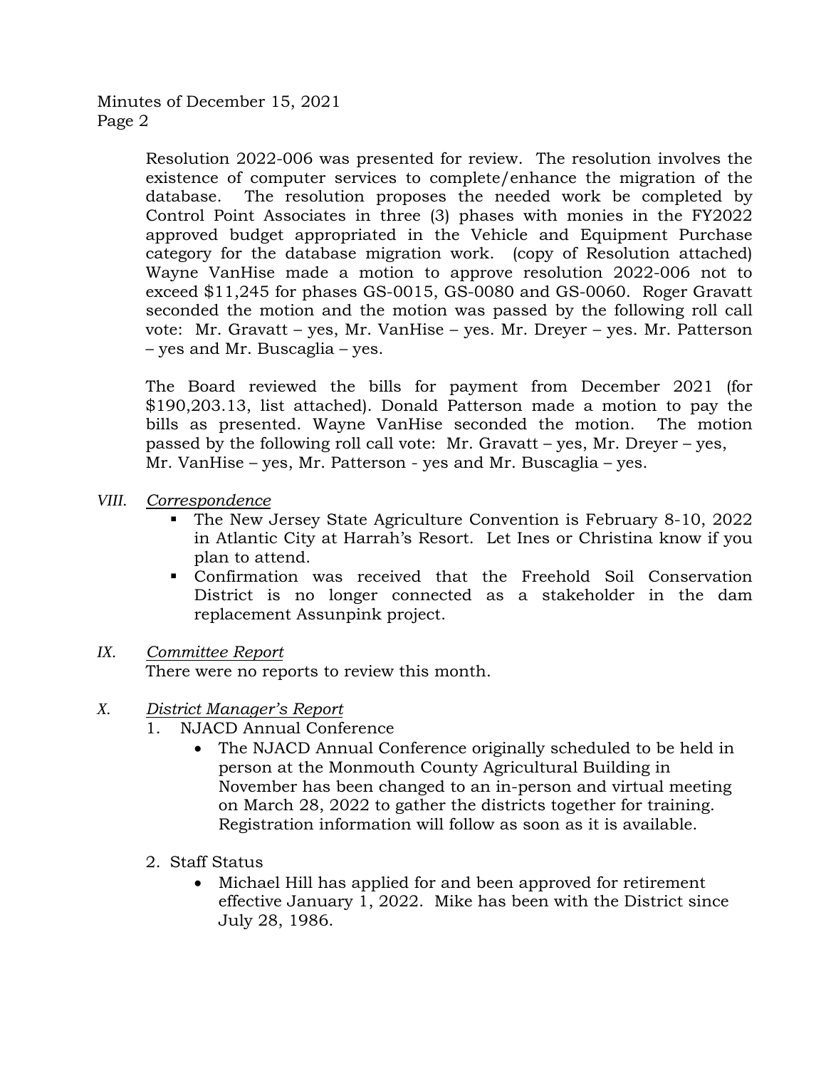Resolution 2022-006 was presented for review. The resolution involves the existence of computer services to complete/enhance the migration of the database. The resolution proposes the needed work be completed by Control Point Associates in three (3) phases with monies in the FY2022 approved budget appropriated in the Vehicle and Equipment Purchase category for the database migration work. (copy of Resolution attached) Wayne VanHise made a motion to approve resolution 2022-006 not to exceed $11,245 for phases GS-0015, GS-0080 and GS-0060. Roger Gravatt seconded the motion and the motion was passed by the following roll call vote: Mr. Gravatt – yes, Mr. VanHise – yes. Mr. Dreyer – yes. Mr. Patterson – yes and Mr. Buscaglia – yes.

The Board reviewed the bills for payment from December 2021 (for $190,203.13, list attached). Donald Patterson made a motion to pay the bills as presented. Wayne VanHise seconded the motion. The motion passed by the following roll call vote: Mr. Gravatt – yes, Mr. Dreyer – yes, Mr. VanHise – yes, Mr. Patterson - yes and Mr. Buscaglia – yes.

*VIII. Correspondence*

- The New Jersey State Agriculture Convention is February 8-10, 2022 in Atlantic City at Harrah's Resort. Let Ines or Christina know if you plan to attend.
- Confirmation was received that the Freehold Soil Conservation District is no longer connected as a stakeholder in the dam replacement Assunpink project.

*IX. Committee Report*

There were no reports to review this month.

*X. District Manager's Report*

1. NJACD Annual Conference
    - The NJACD Annual Conference originally scheduled to be held in person at the Monmouth County Agricultural Building in November has been changed to an in-person and virtual meeting on March 28, 2022 to gather the districts together for training. Registration information will follow as soon as it is available.

2. Staff Status
    - Michael Hill has applied for and been approved for retirement effective January 1, 2022. Mike has been with the District since July 28, 1986.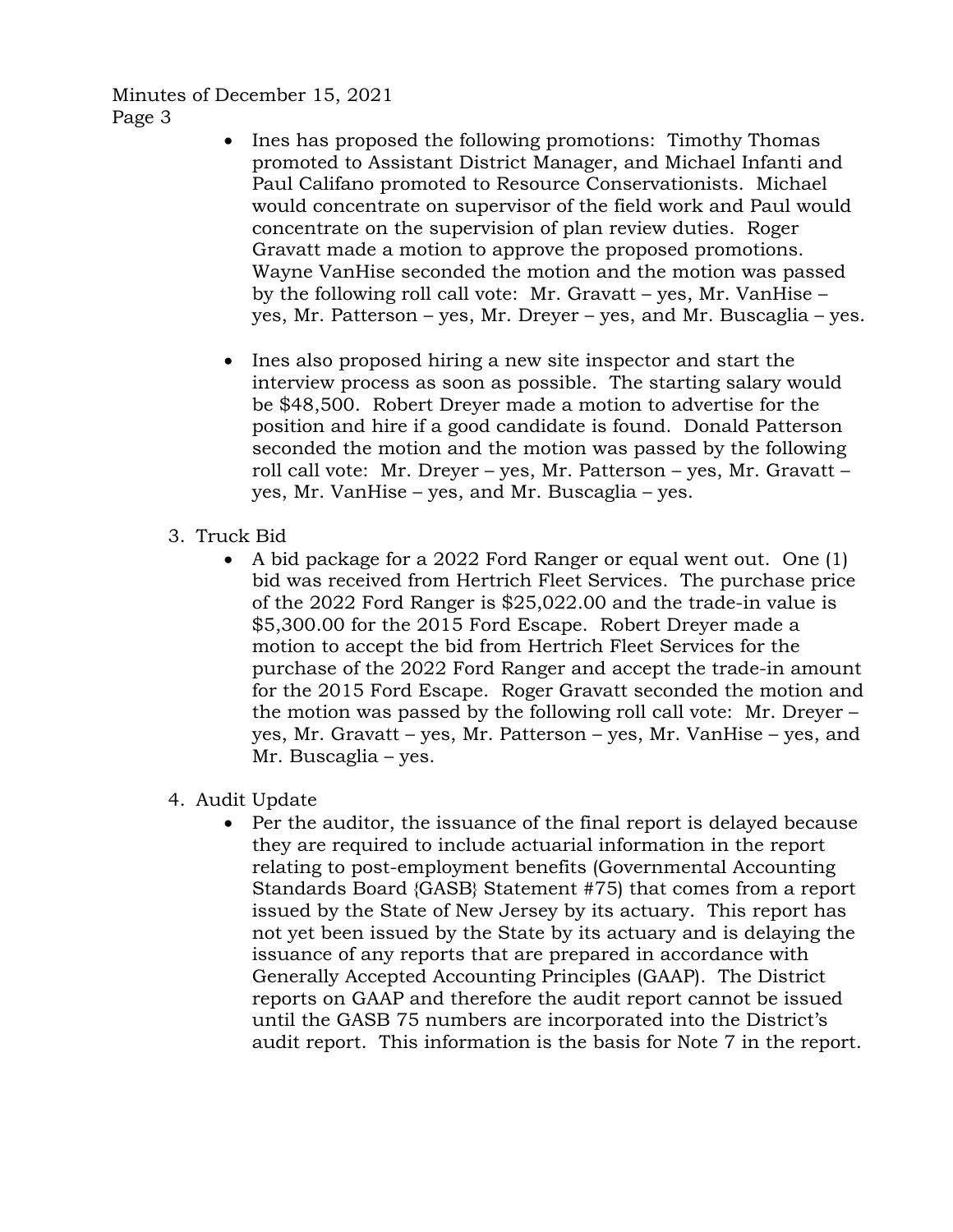- Ines has proposed the following promotions: Timothy Thomas promoted to Assistant District Manager, and Michael Infanti and Paul Califano promoted to Resource Conservationists. Michael would concentrate on supervisor of the field work and Paul would concentrate on the supervision of plan review duties. Roger Gravatt made a motion to approve the proposed promotions. Wayne VanHise seconded the motion and the motion was passed by the following roll call vote: Mr. Gravatt – yes, Mr. VanHise – yes, Mr. Patterson – yes, Mr. Dreyer – yes, and Mr. Buscaglia – yes.

- Ines also proposed hiring a new site inspector and start the interview process as soon as possible. The starting salary would be $48,500. Robert Dreyer made a motion to advertise for the position and hire if a good candidate is found. Donald Patterson seconded the motion and the motion was passed by the following roll call vote: Mr. Dreyer – yes, Mr. Patterson – yes, Mr. Gravatt – yes, Mr. VanHise – yes, and Mr. Buscaglia – yes.

3. Truck Bid
   - A bid package for a 2022 Ford Ranger or equal went out. One (1) bid was received from Hertrich Fleet Services. The purchase price of the 2022 Ford Ranger is $25,022.00 and the trade-in value is $5,300.00 for the 2015 Ford Escape. Robert Dreyer made a motion to accept the bid from Hertrich Fleet Services for the purchase of the 2022 Ford Ranger and accept the trade-in amount for the 2015 Ford Escape. Roger Gravatt seconded the motion and the motion was passed by the following roll call vote: Mr. Dreyer – yes, Mr. Gravatt – yes, Mr. Patterson – yes, Mr. VanHise – yes, and Mr. Buscaglia – yes.

4. Audit Update
   - Per the auditor, the issuance of the final report is delayed because they are required to include actuarial information in the report relating to post-employment benefits (Governmental Accounting Standards Board {GASB} Statement #75) that comes from a report issued by the State of New Jersey by its actuary. This report has not yet been issued by the State by its actuary and is delaying the issuance of any reports that are prepared in accordance with Generally Accepted Accounting Principles (GAAP). The District reports on GAAP and therefore the audit report cannot be issued until the GASB 75 numbers are incorporated into the District's audit report. This information is the basis for Note 7 in the report.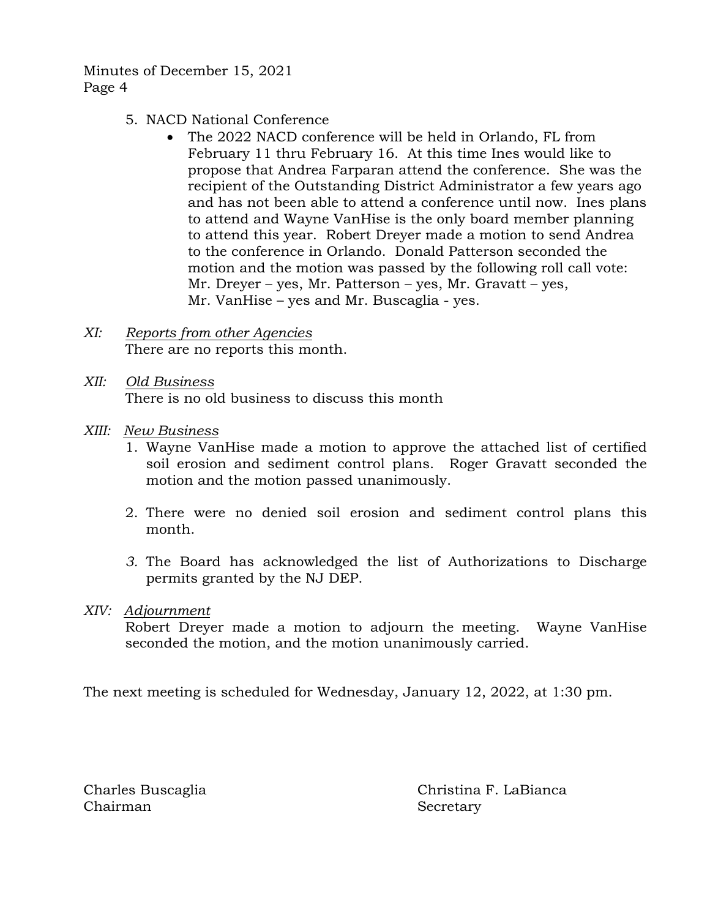5. NACD National Conference
   - The 2022 NACD conference will be held in Orlando, FL from February 11 thru February 16. At this time Ines would like to propose that Andrea Farparan attend the conference. She was the recipient of the Outstanding District Administrator a few years ago and has not been able to attend a conference until now. Ines plans to attend and Wayne VanHise is the only board member planning to attend this year. Robert Dreyer made a motion to send Andrea to the conference in Orlando. Donald Patterson seconded the motion and the motion was passed by the following roll call vote: Mr. Dreyer – yes, Mr. Patterson – yes, Mr. Gravatt – yes, Mr. VanHise – yes and Mr. Buscaglia - yes.

*XI:* *<u>Reports from other Agencies</u>*
There are no reports this month.

*XII:* *<u>Old Business</u>*
There is no old business to discuss this month

*XIII:* *<u>New Business</u>*

1. Wayne VanHise made a motion to approve the attached list of certified soil erosion and sediment control plans. Roger Gravatt seconded the motion and the motion passed unanimously.

2. There were no denied soil erosion and sediment control plans this month.

3. The Board has acknowledged the list of Authorizations to Discharge permits granted by the NJ DEP.

*XIV:* *<u>Adjournment</u>*
Robert Dreyer made a motion to adjourn the meeting. Wayne VanHise seconded the motion, and the motion unanimously carried.

The next meeting is scheduled for Wednesday, January 12, 2022, at 1:30 pm.

Charles Buscaglia
Chairman

Christina F. LaBianca
Secretary